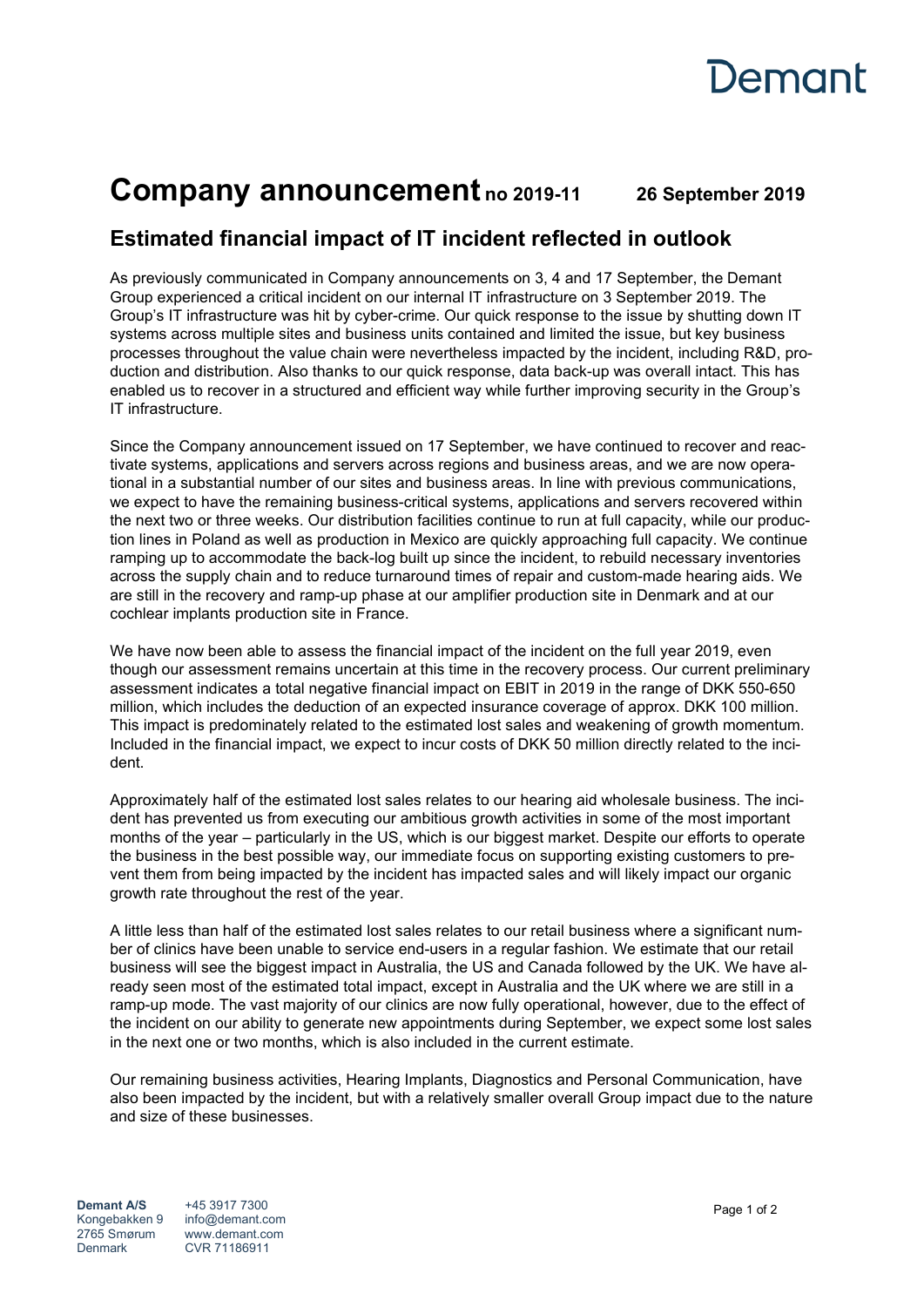Demant

# Company announcement no 2019-11 26 September 2019

## Estimated financial impact of IT incident reflected in outlook

As previously communicated in Company announcements on 3, 4 and 17 September, the Demant Group experienced a critical incident on our internal IT infrastructure on 3 September 2019. The Group's IT infrastructure was hit by cyber-crime. Our quick response to the issue by shutting down IT systems across multiple sites and business units contained and limited the issue, but key business processes throughout the value chain were nevertheless impacted by the incident, including R&D, production and distribution. Also thanks to our quick response, data back-up was overall intact. This has enabled us to recover in a structured and efficient way while further improving security in the Group's IT infrastructure.

Since the Company announcement issued on 17 September, we have continued to recover and reactivate systems, applications and servers across regions and business areas, and we are now operational in a substantial number of our sites and business areas. In line with previous communications, we expect to have the remaining business-critical systems, applications and servers recovered within the next two or three weeks. Our distribution facilities continue to run at full capacity, while our production lines in Poland as well as production in Mexico are quickly approaching full capacity. We continue ramping up to accommodate the back-log built up since the incident, to rebuild necessary inventories across the supply chain and to reduce turnaround times of repair and custom-made hearing aids. We are still in the recovery and ramp-up phase at our amplifier production site in Denmark and at our cochlear implants production site in France.

We have now been able to assess the financial impact of the incident on the full year 2019, even though our assessment remains uncertain at this time in the recovery process. Our current preliminary assessment indicates a total negative financial impact on EBIT in 2019 in the range of DKK 550-650 million, which includes the deduction of an expected insurance coverage of approx. DKK 100 million. This impact is predominately related to the estimated lost sales and weakening of growth momentum. Included in the financial impact, we expect to incur costs of DKK 50 million directly related to the incident.

Approximately half of the estimated lost sales relates to our hearing aid wholesale business. The incident has prevented us from executing our ambitious growth activities in some of the most important months of the year – particularly in the US, which is our biggest market. Despite our efforts to operate the business in the best possible way, our immediate focus on supporting existing customers to prevent them from being impacted by the incident has impacted sales and will likely impact our organic growth rate throughout the rest of the year.

A little less than half of the estimated lost sales relates to our retail business where a significant number of clinics have been unable to service end-users in a regular fashion. We estimate that our retail business will see the biggest impact in Australia, the US and Canada followed by the UK. We have already seen most of the estimated total impact, except in Australia and the UK where we are still in a ramp-up mode. The vast majority of our clinics are now fully operational, however, due to the effect of the incident on our ability to generate new appointments during September, we expect some lost sales in the next one or two months, which is also included in the current estimate.

Our remaining business activities, Hearing Implants, Diagnostics and Personal Communication, have also been impacted by the incident, but with a relatively smaller overall Group impact due to the nature and size of these businesses.

**Demant A/S**
Kongebakken 9
2765 Smørum
Denmark

+45 3917 7300
info@demant.com
www.demant.com
CVR 71186911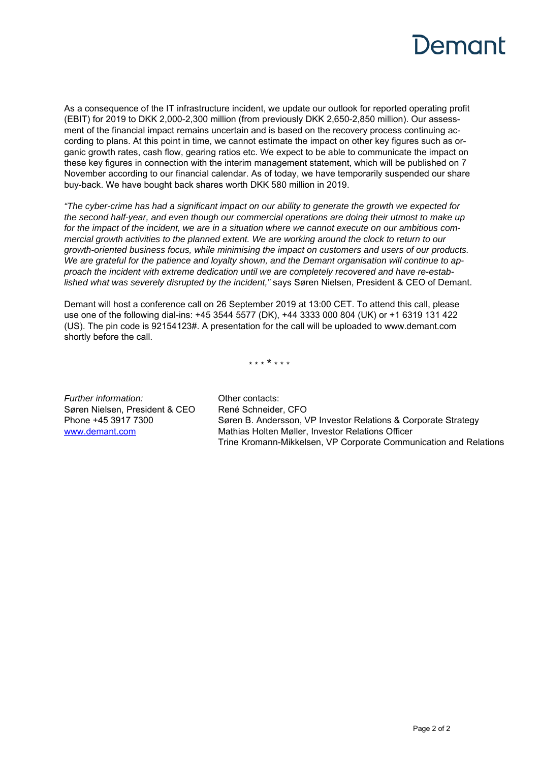As a consequence of the IT infrastructure incident, we update our outlook for reported operating profit (EBIT) for 2019 to DKK 2,000-2,300 million (from previously DKK 2,650-2,850 million). Our assessment of the financial impact remains uncertain and is based on the recovery process continuing according to plans. At this point in time, we cannot estimate the impact on other key figures such as organic growth rates, cash flow, gearing ratios etc. We expect to be able to communicate the impact on these key figures in connection with the interim management statement, which will be published on 7 November according to our financial calendar. As of today, we have temporarily suspended our share buy-back. We have bought back shares worth DKK 580 million in 2019.

*"The cyber-crime has had a significant impact on our ability to generate the growth we expected for the second half-year, and even though our commercial operations are doing their utmost to make up for the impact of the incident, we are in a situation where we cannot execute on our ambitious commercial growth activities to the planned extent. We are working around the clock to return to our growth-oriented business focus, while minimising the impact on customers and users of our products. We are grateful for the patience and loyalty shown, and the Demant organisation will continue to approach the incident with extreme dedication until we are completely recovered and have re-established what was severely disrupted by the incident,"* says Søren Nielsen, President & CEO of Demant.

Demant will host a conference call on 26 September 2019 at 13:00 CET. To attend this call, please use one of the following dial-ins: +45 3544 5577 (DK), +44 3333 000 804 (UK) or +1 6319 131 422 (US). The pin code is 92154123#. A presentation for the call will be uploaded to www.demant.com shortly before the call.

\* \* \* * \* \* \*

*Further information:*
Søren Nielsen, President & CEO
Phone +45 3917 7300
www.demant.com

Other contacts:
René Schneider, CFO
Søren B. Andersson, VP Investor Relations & Corporate Strategy
Mathias Holten Møller, Investor Relations Officer
Trine Kromann-Mikkelsen, VP Corporate Communication and Relations